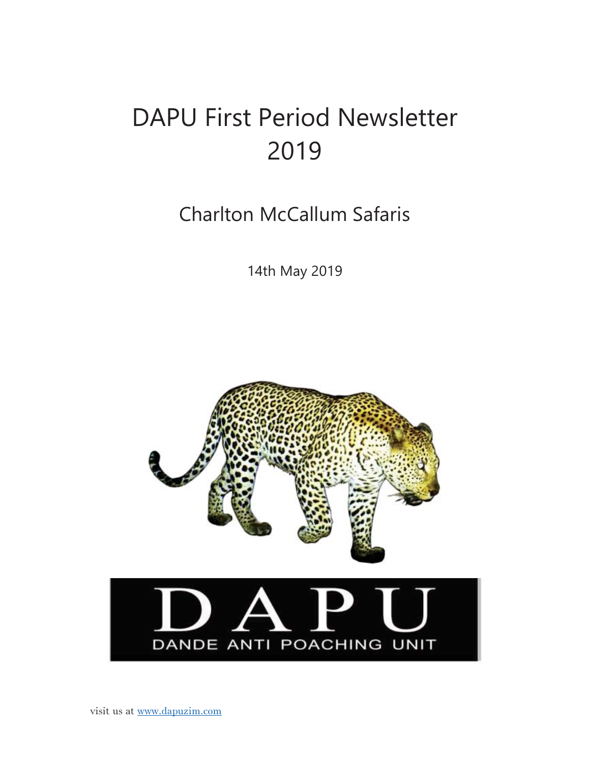# DAPU First Period Newsletter 2019

## Charlton McCallum Safaris

14th May 2019

DAPU

DANDE ANTI POACHING UNIT

visit us at www.dapuzim.com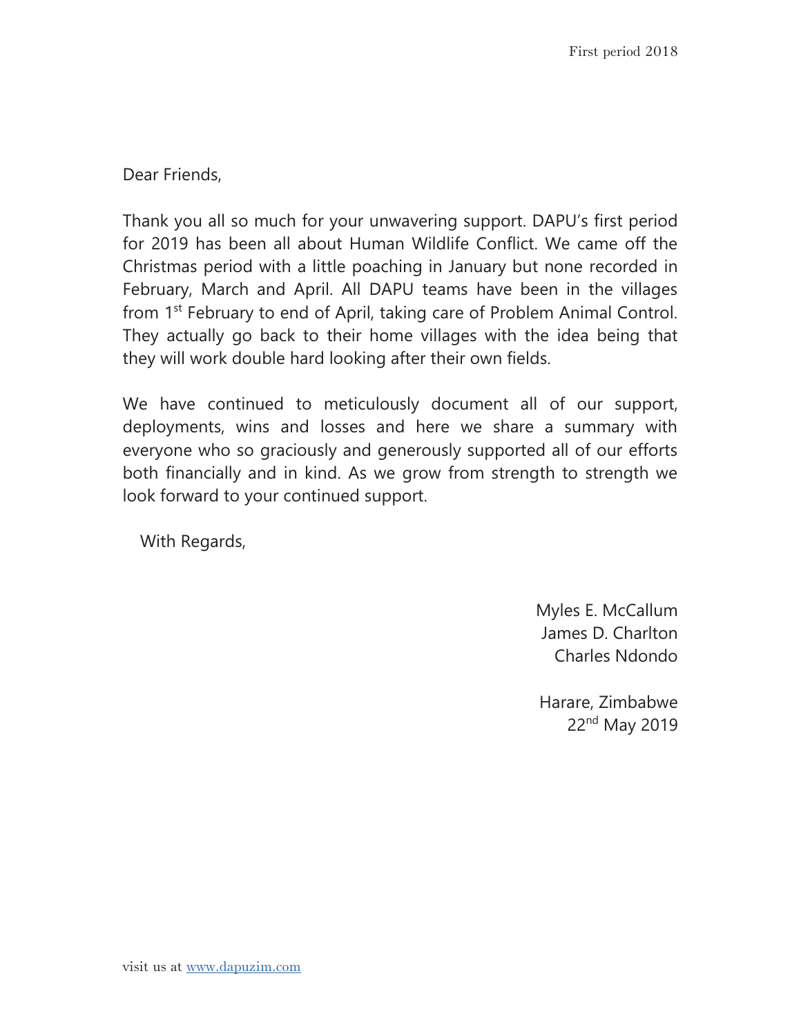Dear Friends,

Thank you all so much for your unwavering support. DAPU's first period for 2019 has been all about Human Wildlife Conflict. We came off the Christmas period with a little poaching in January but none recorded in February, March and April. All DAPU teams have been in the villages from 1st February to end of April, taking care of Problem Animal Control. They actually go back to their home villages with the idea being that they will work double hard looking after their own fields.

We have continued to meticulously document all of our support, deployments, wins and losses and here we share a summary with everyone who so graciously and generously supported all of our efforts both financially and in kind. As we grow from strength to strength we look forward to your continued support.

With Regards,

Myles E. McCallum
James D. Charlton
Charles Ndondo

Harare, Zimbabwe
22nd May 2019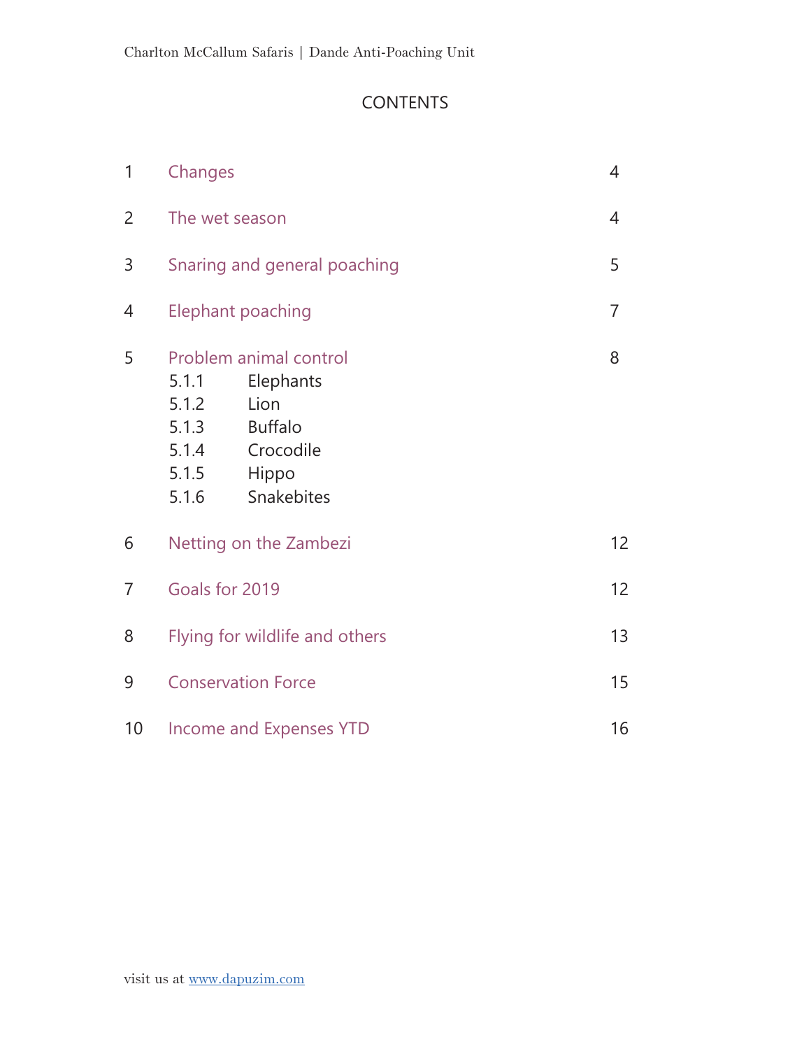# CONTENTS

| | | |
|---|---|---|
| 1 | Changes | 4 |
| 2 | The wet season | 4 |
| 3 | Snaring and general poaching | 5 |
| 4 | Elephant poaching | 7 |
| 5 | Problem animal control | 8 |
| | 5.1.1 Elephants | |
| | 5.1.2 Lion | |
| | 5.1.3 Buffalo | |
| | 5.1.4 Crocodile | |
| | 5.1.5 Hippo | |
| | 5.1.6 Snakebites | |
| 6 | Netting on the Zambezi | 12 |
| 7 | Goals for 2019 | 12 |
| 8 | Flying for wildlife and others | 13 |
| 9 | Conservation Force | 15 |
| 10 | Income and Expenses YTD | 16 |

visit us at www.dapuzim.com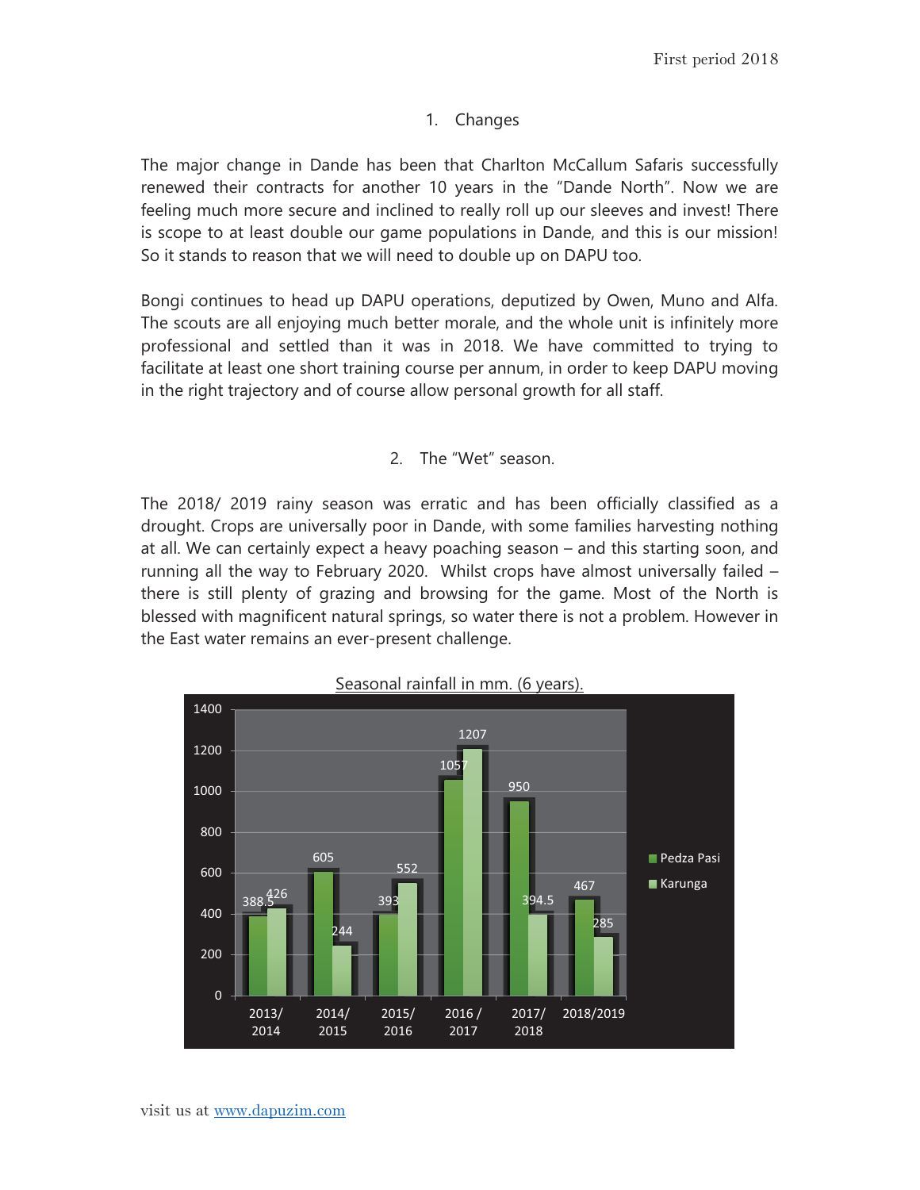## 1. Changes

The major change in Dande has been that Charlton McCallum Safaris successfully renewed their contracts for another 10 years in the "Dande North". Now we are feeling much more secure and inclined to really roll up our sleeves and invest! There is scope to at least double our game populations in Dande, and this is our mission! So it stands to reason that we will need to double up on DAPU too.

Bongi continues to head up DAPU operations, deputized by Owen, Muno and Alfa. The scouts are all enjoying much better morale, and the whole unit is infinitely more professional and settled than it was in 2018. We have committed to trying to facilitate at least one short training course per annum, in order to keep DAPU moving in the right trajectory and of course allow personal growth for all staff.

## 2. The "Wet" season.

The 2018/ 2019 rainy season was erratic and has been officially classified as a drought. Crops are universally poor in Dande, with some families harvesting nothing at all. We can certainly expect a heavy poaching season – and this starting soon, and running all the way to February 2020. Whilst crops have almost universally failed – there is still plenty of grazing and browsing for the game. Most of the North is blessed with magnificent natural springs, so water there is not a problem. However in the East water remains an ever-present challenge.

Seasonal rainfall in mm. (6 years).

| Season | Pedza Pasi | Karunga |
| --- | --- | --- |
| 2013/ 2014 | 388.5 | 426 |
| 2014/ 2015 | 605 | 244 |
| 2015/ 2016 | 393 | 552 |
| 2016 / 2017 | 1057 | 1207 |
| 2017/ 2018 | 950 | 394.5 |
| 2018/2019 | 467 | 285 |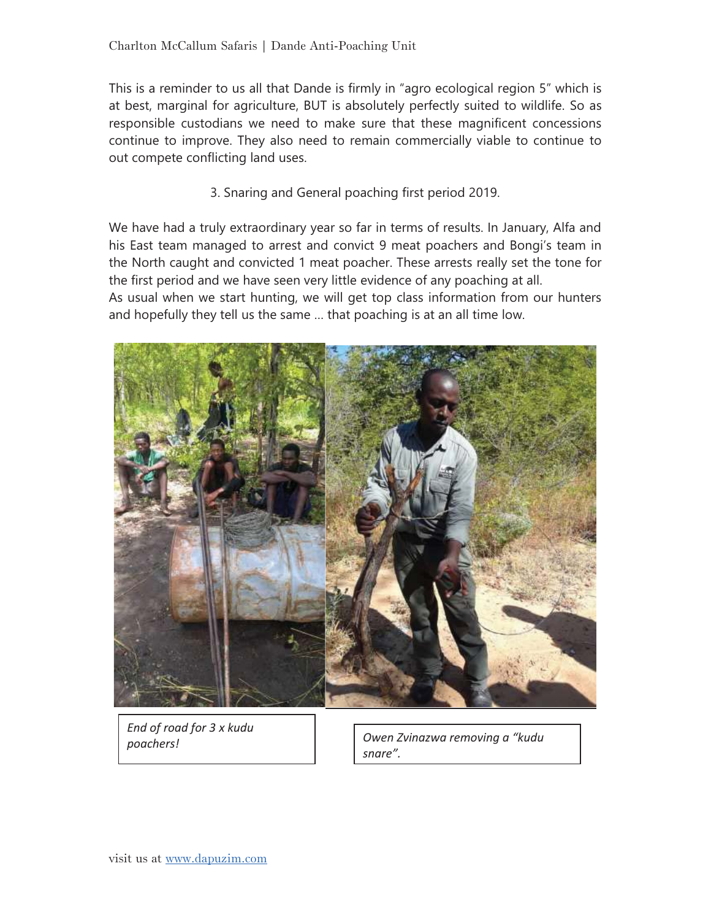This is a reminder to us all that Dande is firmly in "agro ecological region 5" which is at best, marginal for agriculture, BUT is absolutely perfectly suited to wildlife. So as responsible custodians we need to make sure that these magnificent concessions continue to improve. They also need to remain commercially viable to continue to out compete conflicting land uses.

### 3. Snaring and General poaching first period 2019.

We have had a truly extraordinary year so far in terms of results. In January, Alfa and his East team managed to arrest and convict 9 meat poachers and Bongi's team in the North caught and convicted 1 meat poacher. These arrests really set the tone for the first period and we have seen very little evidence of any poaching at all.
As usual when we start hunting, we will get top class information from our hunters and hopefully they tell us the same … that poaching is at an all time low.

*End of road for 3 x kudu poachers!*

*Owen Zvinazwa removing a "kudu snare".*

visit us at www.dapuzim.com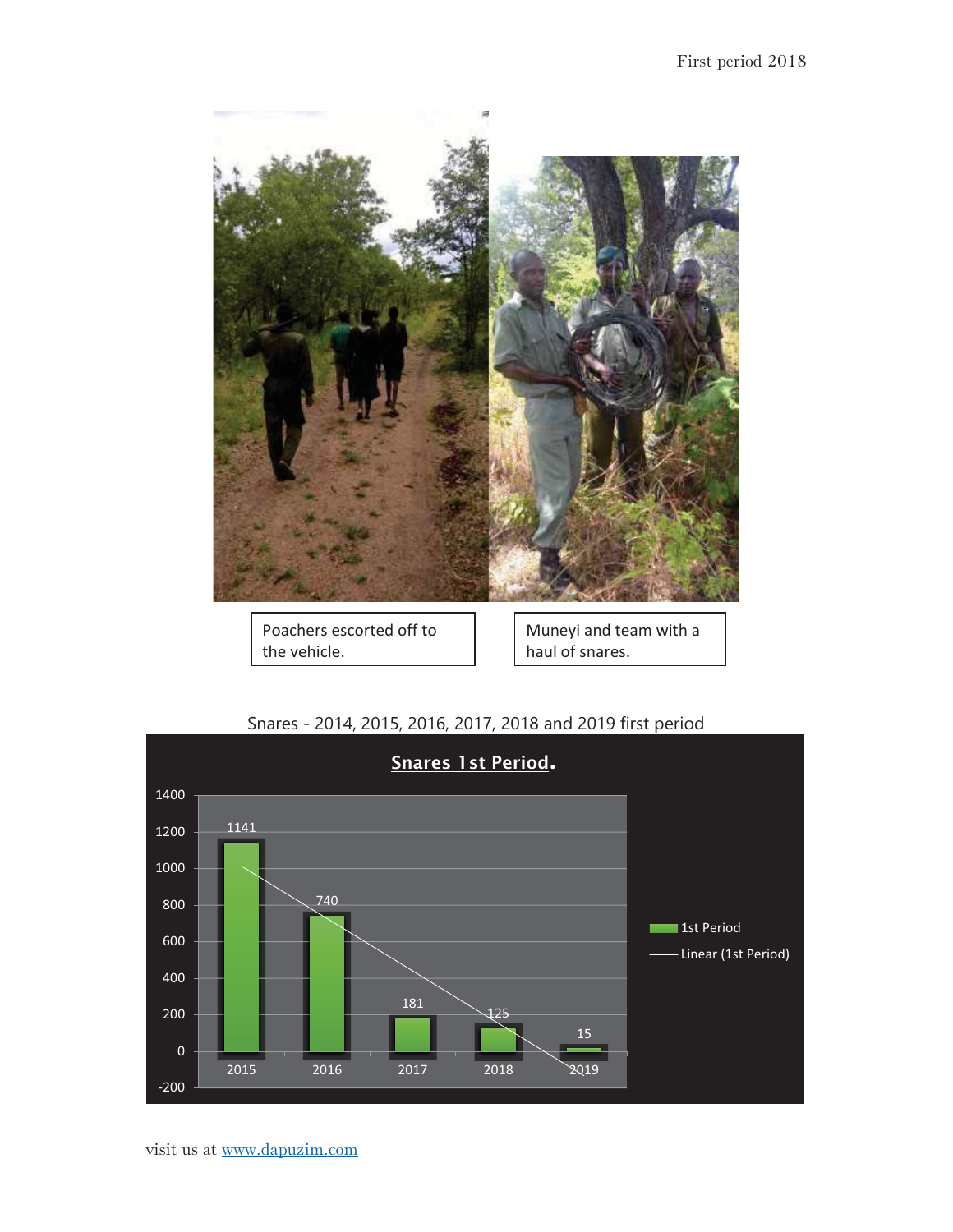Poachers escorted off to the vehicle.

Muneyi and team with a haul of snares.

Snares - 2014, 2015, 2016, 2017, 2018 and 2019 first period

**Snares 1st Period.**

| Year | 1st Period |
|---|---|
| 2015 | 1141 |
| 2016 | 740 |
| 2017 | 181 |
| 2018 | 125 |
| 2019 | 15 |

visit us at [www.dapuzim.com](http://www.dapuzim.com)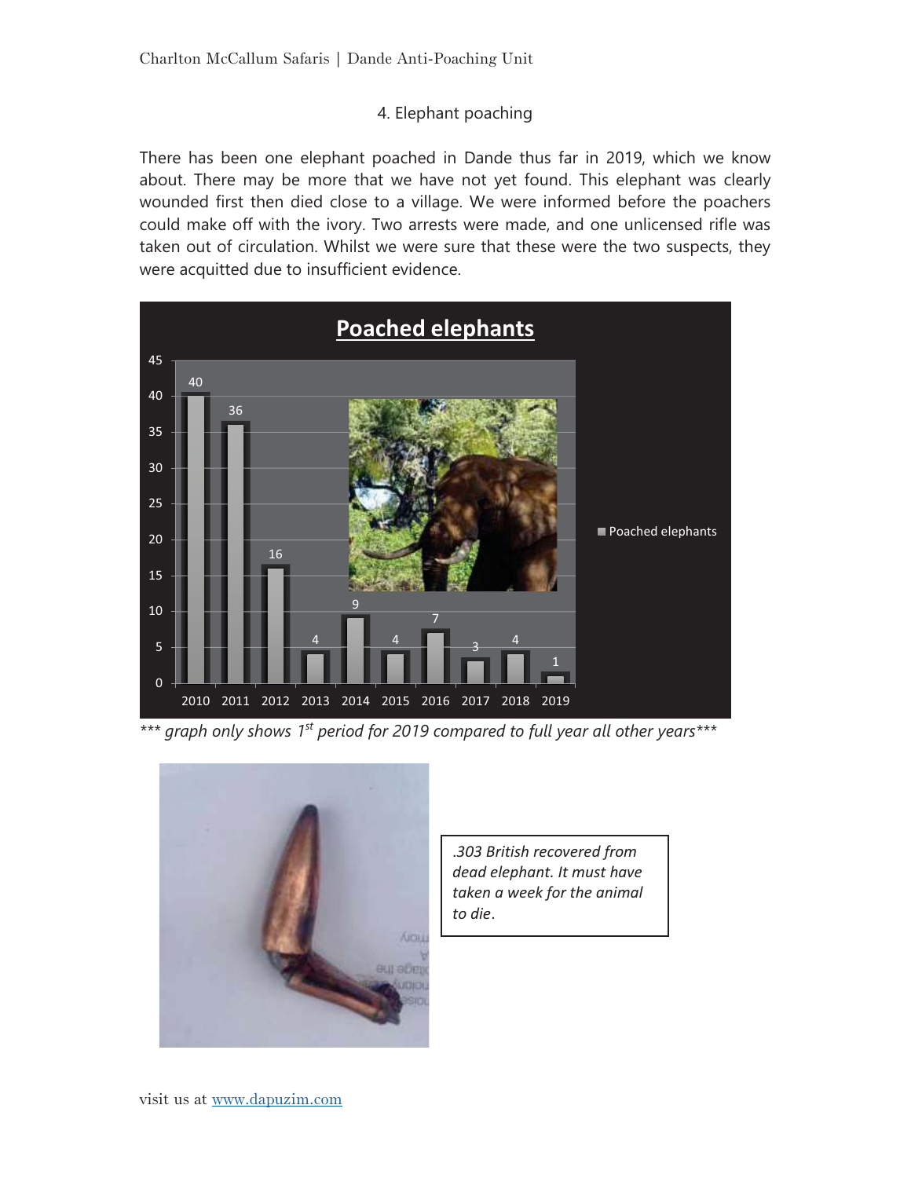## 4. Elephant poaching

There has been one elephant poached in Dande thus far in 2019, which we know about. There may be more that we have not yet found. This elephant was clearly wounded first then died close to a village. We were informed before the poachers could make off with the ivory. Two arrests were made, and one unlicensed rifle was taken out of circulation. Whilst we were sure that these were the two suspects, they were acquitted due to insufficient evidence.

**Poached elephants**

| Year | Poached elephants |
|---|---|
| 2010 | 40 |
| 2011 | 36 |
| 2012 | 16 |
| 2013 | 4 |
| 2014 | 9 |
| 2015 | 4 |
| 2016 | 7 |
| 2017 | 3 |
| 2018 | 4 |
| 2019 | 1 |

*\*\*\* graph only shows 1st period for 2019 compared to full year all other years\*\*\**

*.303 British recovered from dead elephant. It must have taken a week for the animal to die.*

visit us at [www.dapuzim.com](http://www.dapuzim.com)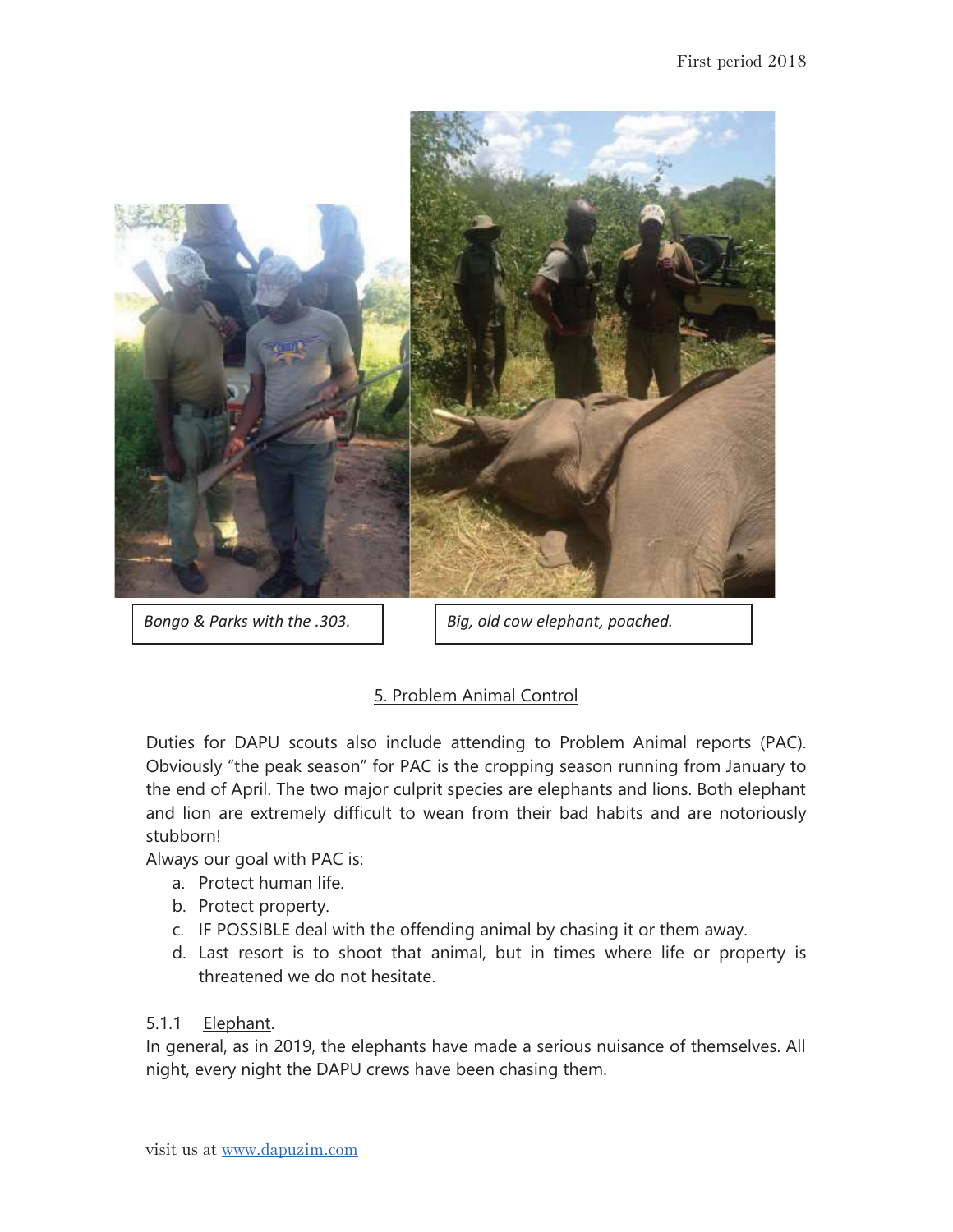Bongo & Parks with the .303.

Big, old cow elephant, poached.

## 5. Problem Animal Control

Duties for DAPU scouts also include attending to Problem Animal reports (PAC). Obviously "the peak season" for PAC is the cropping season running from January to the end of April. The two major culprit species are elephants and lions. Both elephant and lion are extremely difficult to wean from their bad habits and are notoriously stubborn!

Always our goal with PAC is:

a. Protect human life.
b. Protect property.
c. IF POSSIBLE deal with the offending animal by chasing it or them away.
d. Last resort is to shoot that animal, but in times where life or property is threatened we do not hesitate.

### 5.1.1 Elephant.

In general, as in 2019, the elephants have made a serious nuisance of themselves. All night, every night the DAPU crews have been chasing them.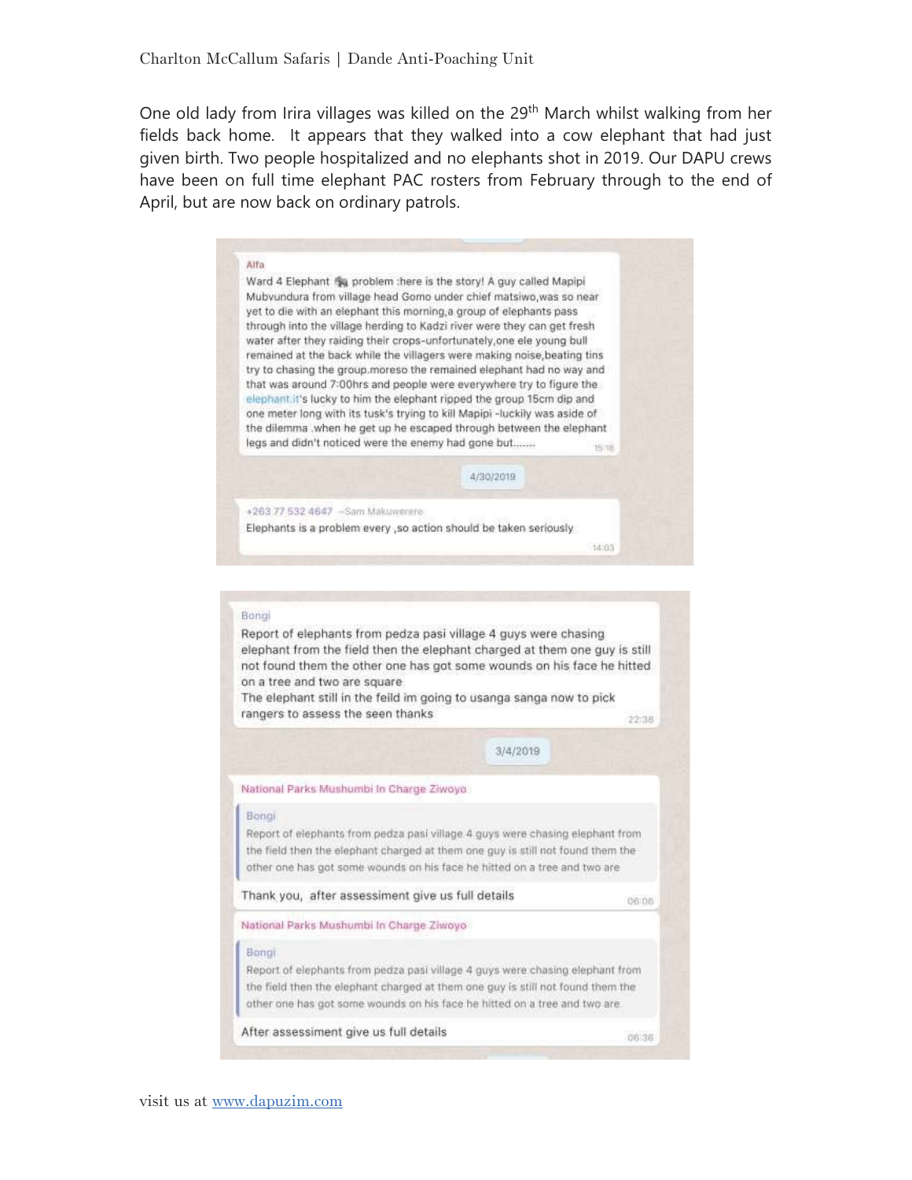One old lady from Irira villages was killed on the 29th March whilst walking from her fields back home. It appears that they walked into a cow elephant that had just given birth. Two people hospitalized and no elephants shot in 2019. Our DAPU crews have been on full time elephant PAC rosters from February through to the end of April, but are now back on ordinary patrols.

Alfa

Ward 4 Elephant 🐘 problem :here is the story! A guy called Mapipi Mubvundura from village head Gomo under chief matsiwo,was so near yet to die with an elephant this morning,a group of elephants pass through into the village herding to Kadzi river were they can get fresh water after they raiding their crops-unfortunately,one ele young bull remained at the back while the villagers were making noise,beating tins try to chasing the group.moreso the remained elephant had no way and that was around 7:00hrs and people were everywhere try to figure the elephant.it's lucky to him the elephant ripped the group 15cm dip and one meter long with its tusk's trying to kill Mapipi -luckily was aside of the dilemma .when he get up he escaped through between the elephant legs and didn't noticed were the enemy had gone but....... 15:16

4/30/2019

+263 77 532 4647 ~Sam Makuwerere

Elephants is a problem every ,so action should be taken seriously 14:03

Bongi

Report of elephants from pedza pasi village 4 guys were chasing elephant from the field then the elephant charged at them one guy is still not found them the other one has got some wounds on his face he hitted on a tree and two are square

The elephant still in the feild im going to usanga sanga now to pick rangers to assess the seen thanks 22:38

3/4/2019

National Parks Mushumbi In Charge Ziwoyo

> Bongi
> Report of elephants from pedza pasi village 4 guys were chasing elephant from the field then the elephant charged at them one guy is still not found them the other one has got some wounds on his face he hitted on a tree and two are

Thank you, after assessiment give us full details 06:06

National Parks Mushumbi In Charge Ziwoyo

> Bongi
> Report of elephants from pedza pasi village 4 guys were chasing elephant from the field then the elephant charged at them one guy is still not found them the other one has got some wounds on his face he hitted on a tree and two are

After assessiment give us full details 06:36

visit us at www.dapuzim.com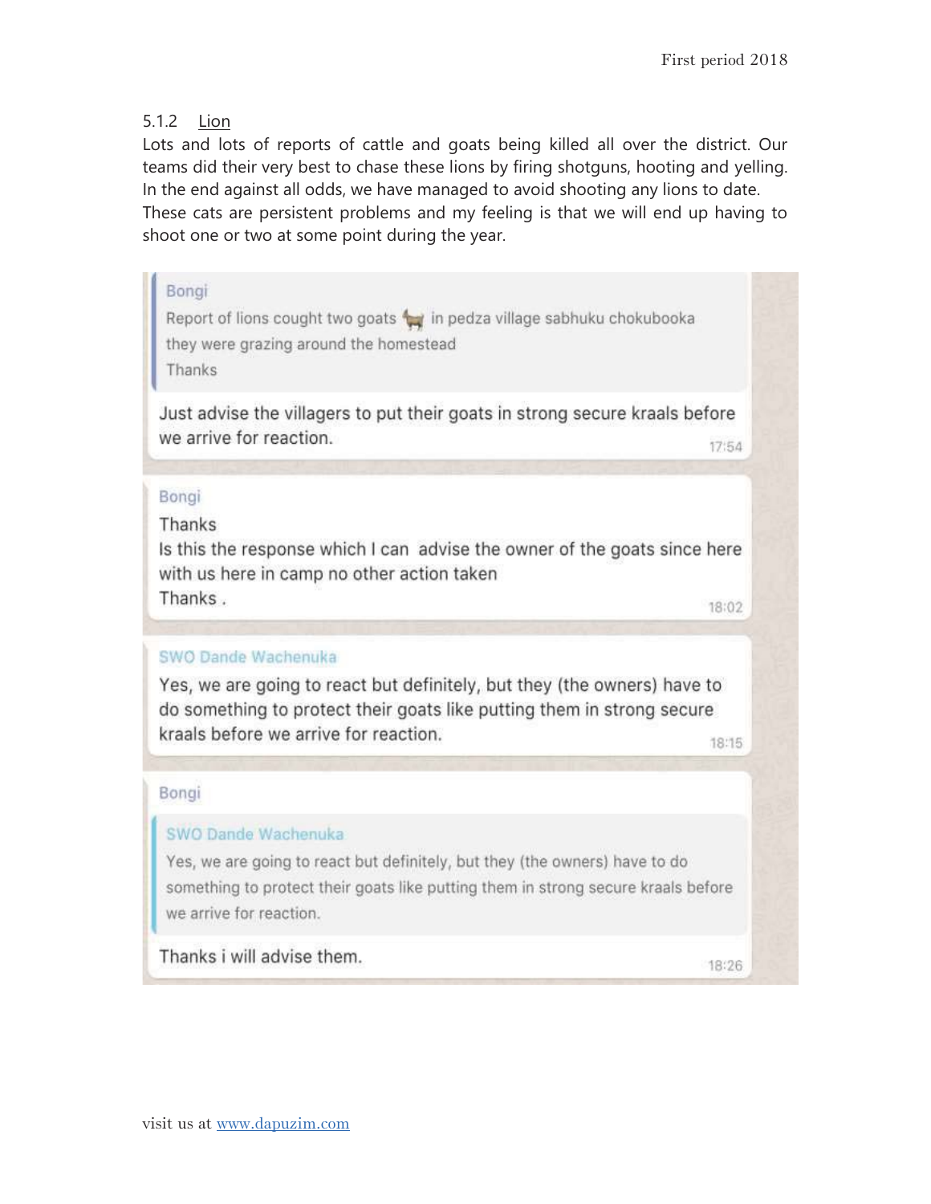### 5.1.2 Lion

Lots and lots of reports of cattle and goats being killed all over the district. Our teams did their very best to chase these lions by firing shotguns, hooting and yelling. In the end against all odds, we have managed to avoid shooting any lions to date. These cats are persistent problems and my feeling is that we will end up having to shoot one or two at some point during the year.

> Bongi
> Report of lions cought two goats 🐐 in pedza village sabhuku chokubooka they were grazing around the homestead
> Thanks

Just advise the villagers to put their goats in strong secure kraals before we arrive for reaction. 17:54

Bongi
Thanks
Is this the response which I can advise the owner of the goats since here with us here in camp no other action taken
Thanks . 18:02

SWO Dande Wachenuka
Yes, we are going to react but definitely, but they (the owners) have to do something to protect their goats like putting them in strong secure kraals before we arrive for reaction. 18:15

Bongi

> SWO Dande Wachenuka
> Yes, we are going to react but definitely, but they (the owners) have to do something to protect their goats like putting them in strong secure kraals before we arrive for reaction.

Thanks i will advise them. 18:26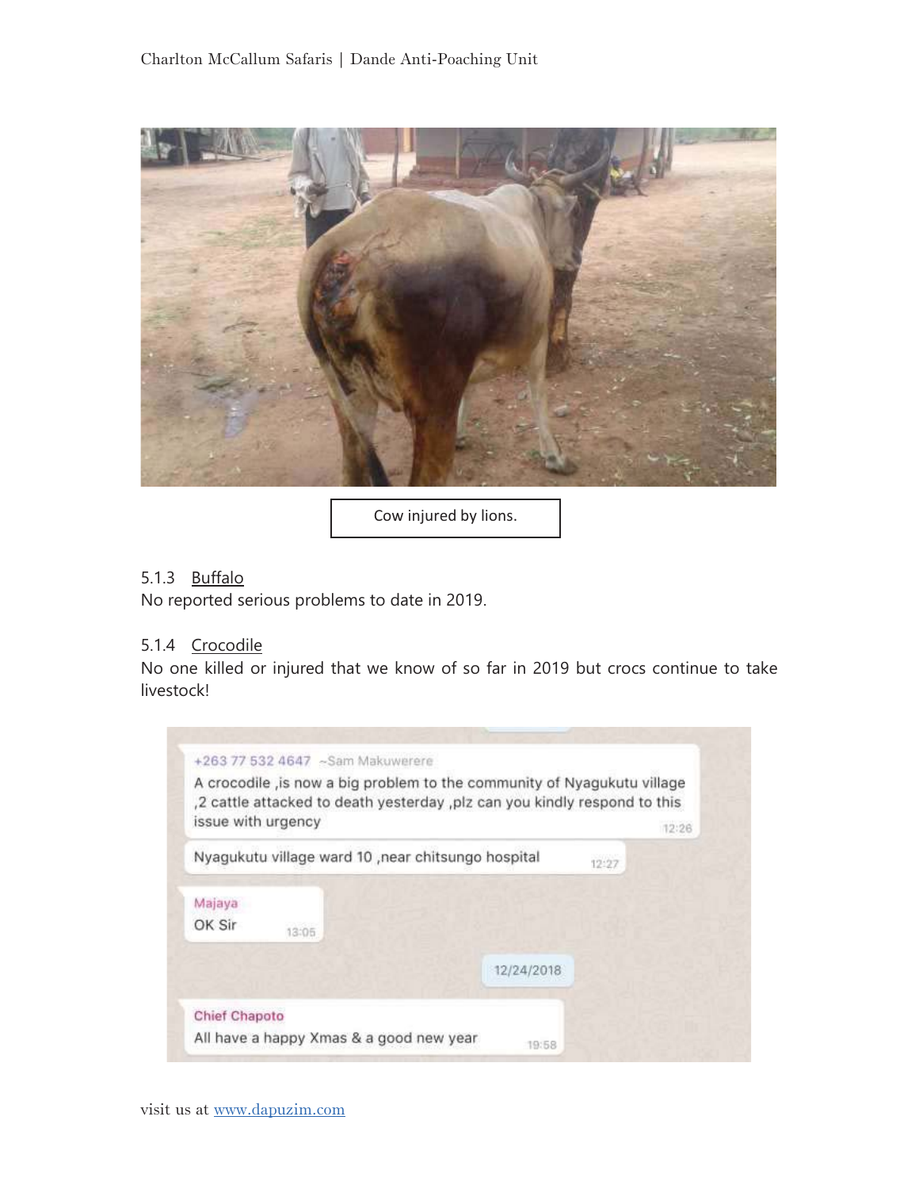Cow injured by lions.

### 5.1.3 Buffalo

No reported serious problems to date in 2019.

### 5.1.4 Crocodile

No one killed or injured that we know of so far in 2019 but crocs continue to take livestock!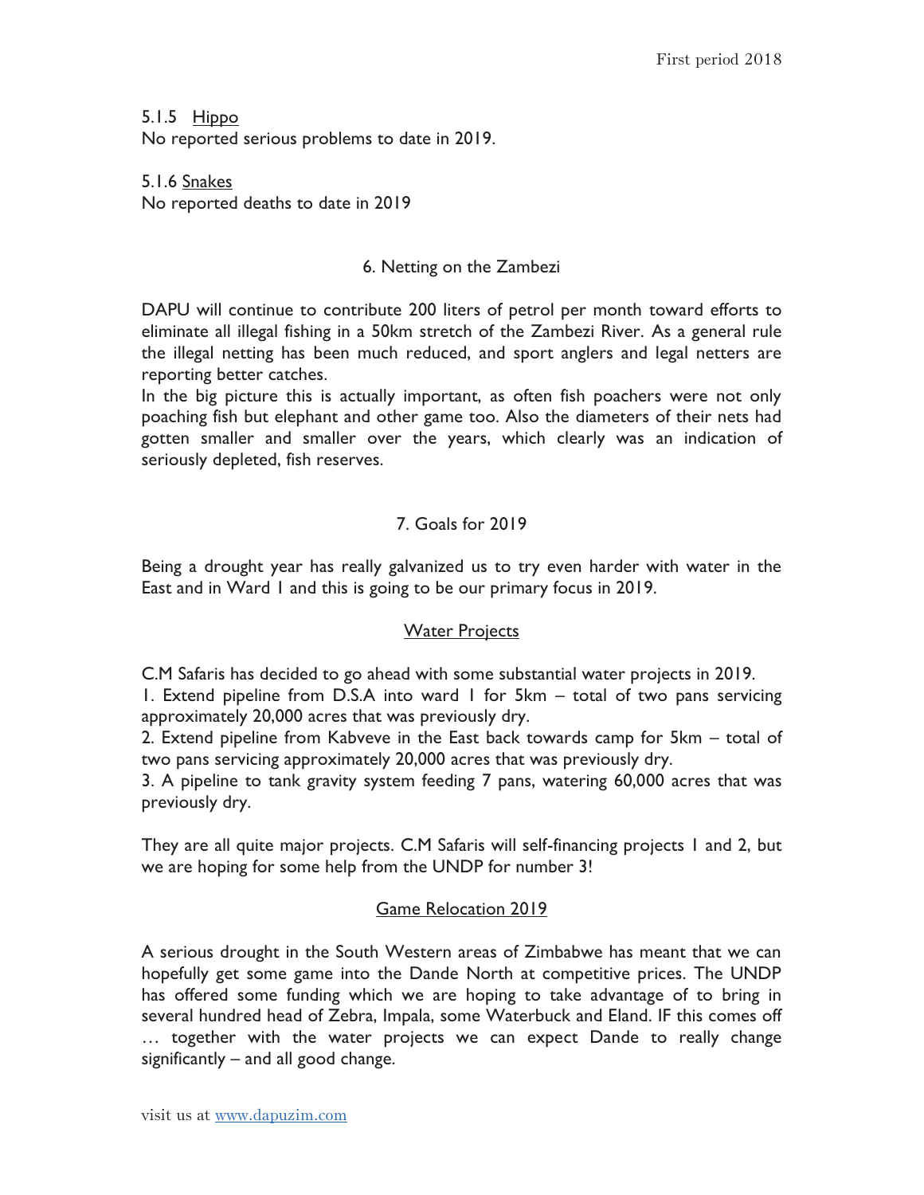#### 5.1.5 Hippo

No reported serious problems to date in 2019.

#### 5.1.6 Snakes

No reported deaths to date in 2019

## 6. Netting on the Zambezi

DAPU will continue to contribute 200 liters of petrol per month toward efforts to eliminate all illegal fishing in a 50km stretch of the Zambezi River. As a general rule the illegal netting has been much reduced, and sport anglers and legal netters are reporting better catches.

In the big picture this is actually important, as often fish poachers were not only poaching fish but elephant and other game too. Also the diameters of their nets had gotten smaller and smaller over the years, which clearly was an indication of seriously depleted, fish reserves.

## 7. Goals for 2019

Being a drought year has really galvanized us to try even harder with water in the East and in Ward 1 and this is going to be our primary focus in 2019.

### Water Projects

C.M Safaris has decided to go ahead with some substantial water projects in 2019.

1. Extend pipeline from D.S.A into ward 1 for 5km – total of two pans servicing approximately 20,000 acres that was previously dry.
2. Extend pipeline from Kabveve in the East back towards camp for 5km – total of two pans servicing approximately 20,000 acres that was previously dry.
3. A pipeline to tank gravity system feeding 7 pans, watering 60,000 acres that was previously dry.

They are all quite major projects. C.M Safaris will self-financing projects 1 and 2, but we are hoping for some help from the UNDP for number 3!

### Game Relocation 2019

A serious drought in the South Western areas of Zimbabwe has meant that we can hopefully get some game into the Dande North at competitive prices. The UNDP has offered some funding which we are hoping to take advantage of to bring in several hundred head of Zebra, Impala, some Waterbuck and Eland. IF this comes off … together with the water projects we can expect Dande to really change significantly – and all good change.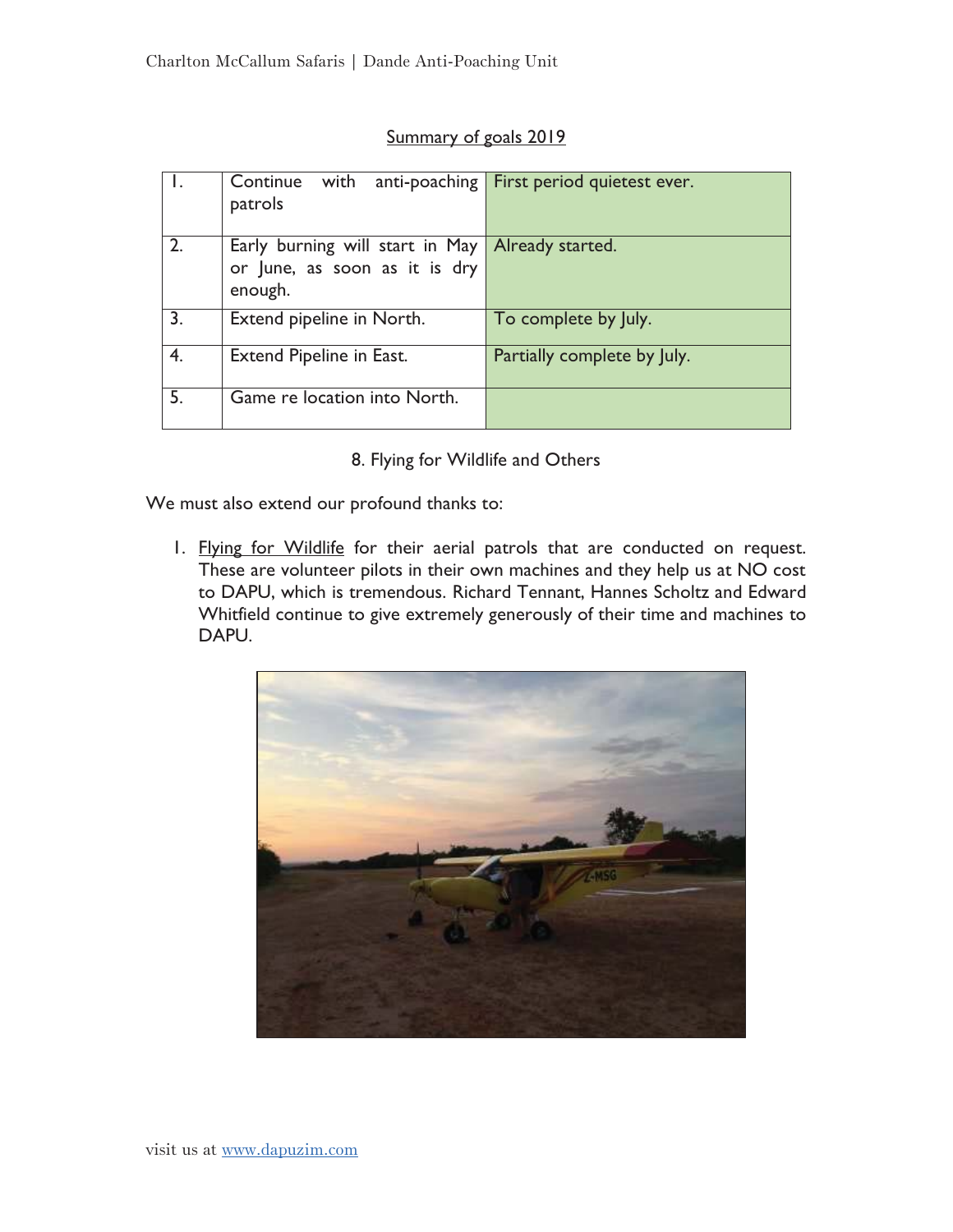## Summary of goals 2019

| | | |
|---|---|---|
| 1. | Continue with anti-poaching patrols | First period quietest ever. |
| 2. | Early burning will start in May or June, as soon as it is dry enough. | Already started. |
| 3. | Extend pipeline in North. | To complete by July. |
| 4. | Extend Pipeline in East. | Partially complete by July. |
| 5. | Game re location into North. | |

## 8. Flying for Wildlife and Others

We must also extend our profound thanks to:

1. Flying for Wildlife for their aerial patrols that are conducted on request. These are volunteer pilots in their own machines and they help us at NO cost to DAPU, which is tremendous. Richard Tennant, Hannes Scholtz and Edward Whitfield continue to give extremely generously of their time and machines to DAPU.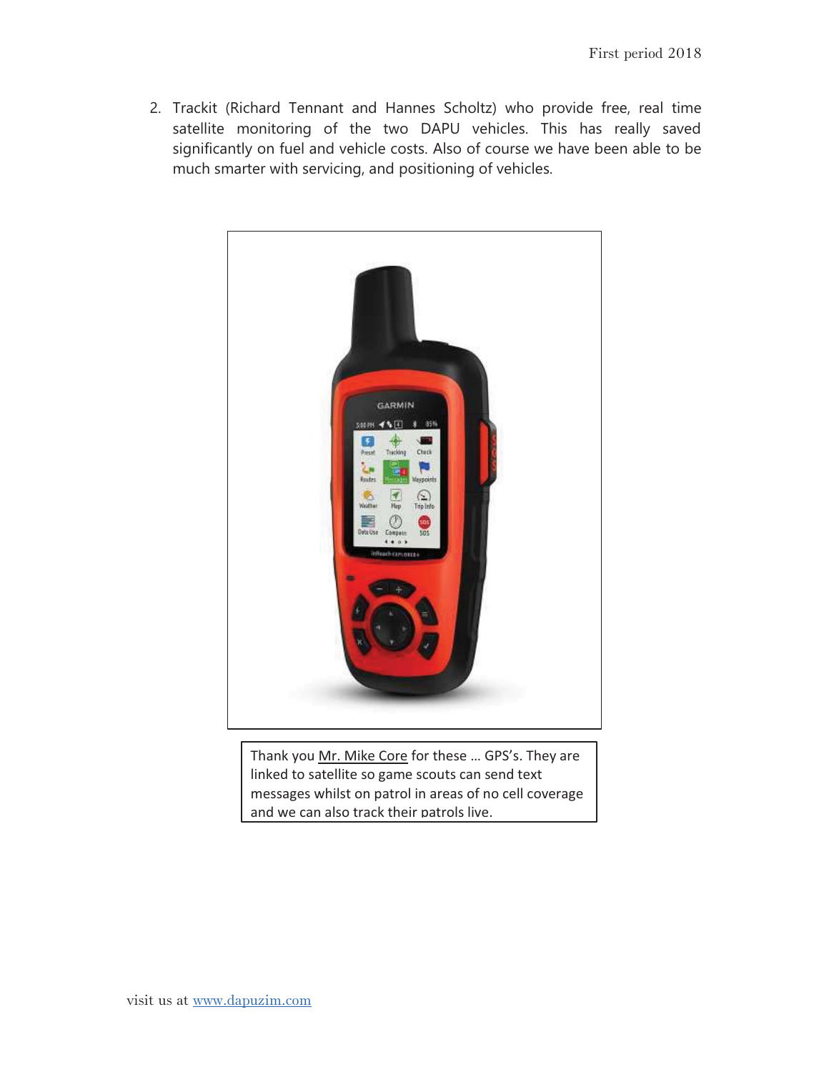2. Trackit (Richard Tennant and Hannes Scholtz) who provide free, real time satellite monitoring of the two DAPU vehicles. This has really saved significantly on fuel and vehicle costs. Also of course we have been able to be much smarter with servicing, and positioning of vehicles.

Thank you Mr. Mike Core for these … GPS's. They are linked to satellite so game scouts can send text messages whilst on patrol in areas of no cell coverage and we can also track their patrols live.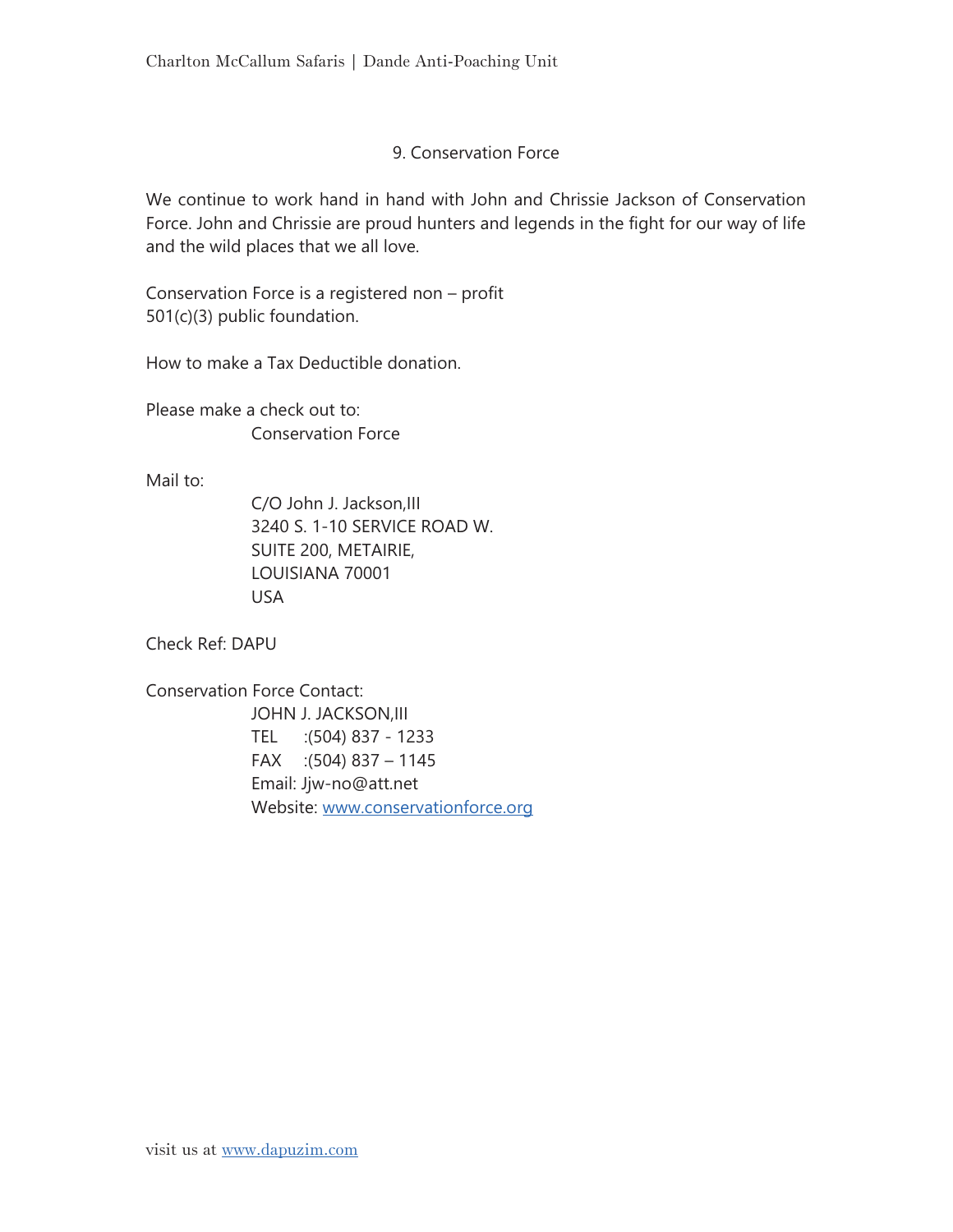## 9. Conservation Force

We continue to work hand in hand with John and Chrissie Jackson of Conservation Force. John and Chrissie are proud hunters and legends in the fight for our way of life and the wild places that we all love.

Conservation Force is a registered non – profit
501(c)(3) public foundation.

How to make a Tax Deductible donation.

Please make a check out to:
Conservation Force

Mail to:
C/O John J. Jackson,III
3240 S. 1-10 SERVICE ROAD W.
SUITE 200, METAIRIE,
LOUISIANA 70001
USA

Check Ref: DAPU

Conservation Force Contact:
JOHN J. JACKSON,III
TEL :(504) 837 - 1233
FAX :(504) 837 – 1145
Email: Jjw-no@att.net
Website: [www.conservationforce.org](http://www.conservationforce.org)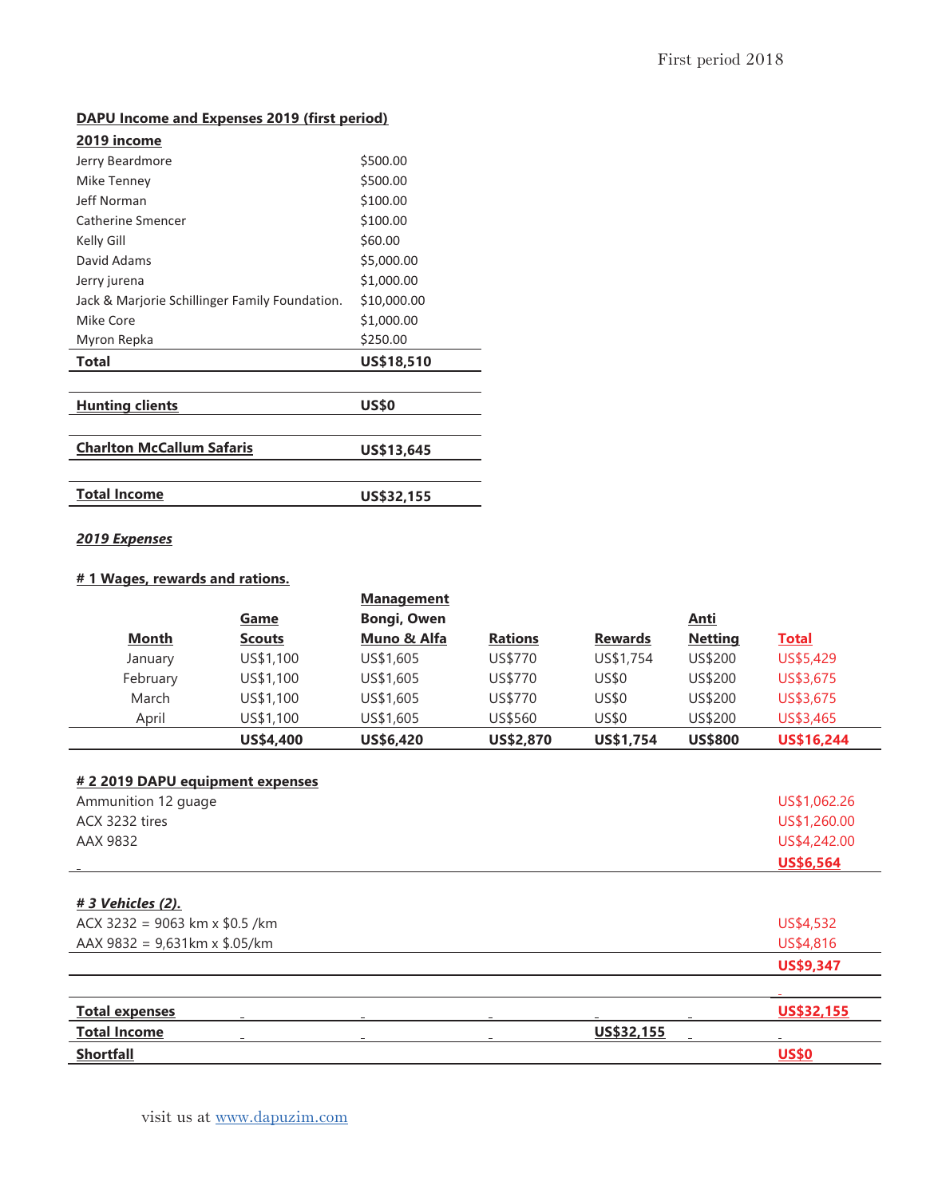**DAPU Income and Expenses 2019 (first period)**

**2019 income**

| | |
|---|---|
| Jerry Beardmore | $500.00 |
| Mike Tenney | $500.00 |
| Jeff Norman | $100.00 |
| Catherine Smencer | $100.00 |
| Kelly Gill | $60.00 |
| David Adams | $5,000.00 |
| Jerry jurena | $1,000.00 |
| Jack & Marjorie Schillinger Family Foundation. | $10,000.00 |
| Mike Core | $1,000.00 |
| Myron Repka | $250.00 |
| **Total** | **US$18,510** |

| | |
|---|---|
| **Hunting clients** | **US$0** |
| **Charlton McCallum Safaris** | **US$13,645** |
| **Total Income** | **US$32,155** |

***2019 Expenses***

**# 1 Wages, rewards and rations.**

| Month | Game Scouts | Management Bongi, Owen Muno & Alfa | Rations | Rewards | Anti Netting | Total |
|---|---|---|---|---|---|---|
| January | US$1,100 | US$1,605 | US$770 | US$1,754 | US$200 | US$5,429 |
| February | US$1,100 | US$1,605 | US$770 | US$0 | US$200 | US$3,675 |
| March | US$1,100 | US$1,605 | US$770 | US$0 | US$200 | US$3,675 |
| April | US$1,100 | US$1,605 | US$560 | US$0 | US$200 | US$3,465 |
| | **US$4,400** | **US$6,420** | **US$2,870** | **US$1,754** | **US$800** | **US$16,244** |

**# 2 2019 DAPU equipment expenses**

| | |
|---|---|
| Ammunition 12 guage | US$1,062.26 |
| ACX 3232 tires | US$1,260.00 |
| AAX 9832 | US$4,242.00 |
| | **US$6,564** |

***# 3 Vehicles (2).***

| | |
|---|---|
| ACX 3232 = 9063 km x $0.5 /km | US$4,532 |
| AAX 9832 = 9,631km x $.05/km | US$4,816 |
| | **US$9,347** |

| | |
|---|---|
| **Total expenses** | **US$32,155** |
| **Total Income** | **US$32,155** |
| **Shortfall** | **US$0** |

visit us at www.dapuzim.com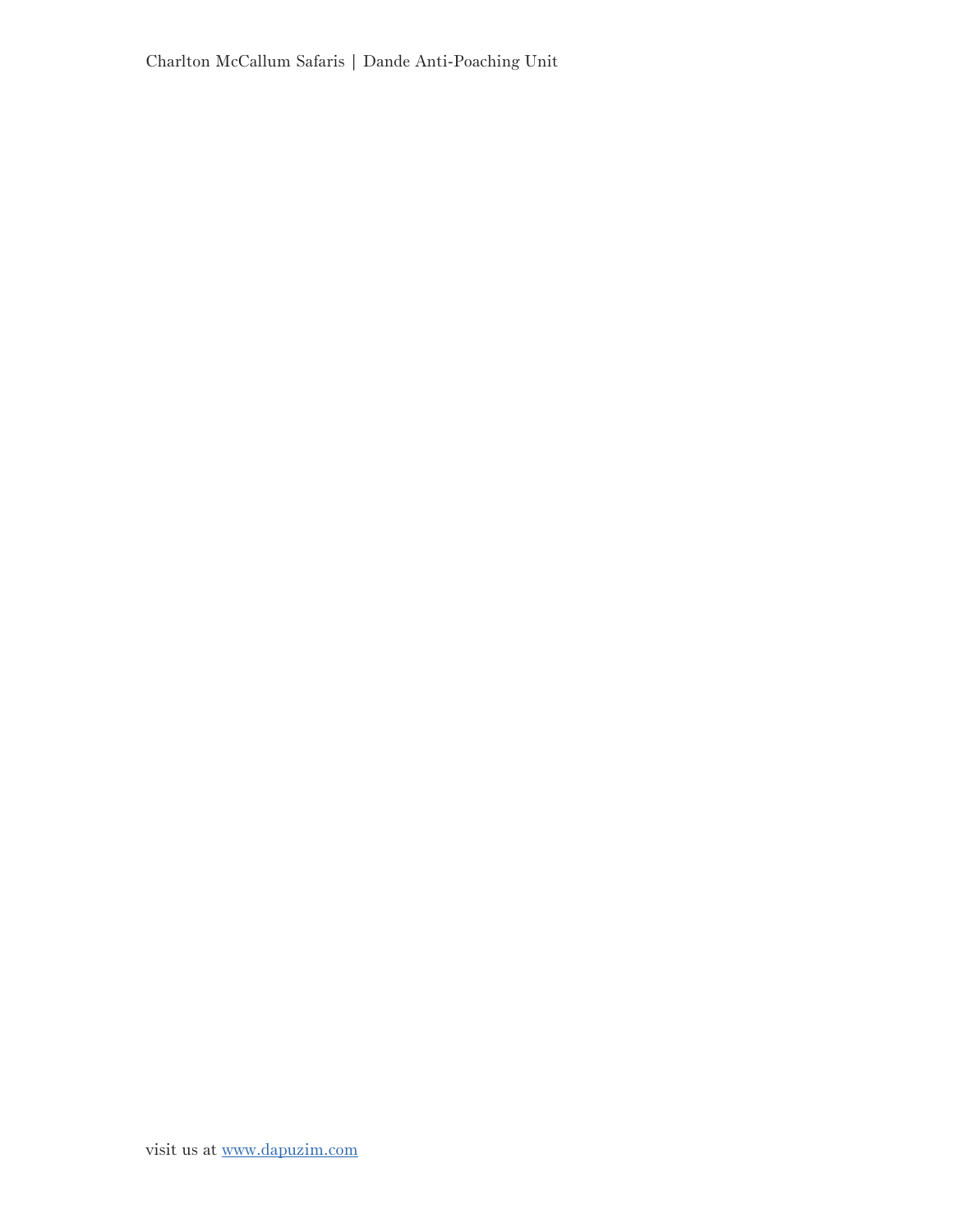visit us at [www.dapuzim.com](http://www.dapuzim.com)